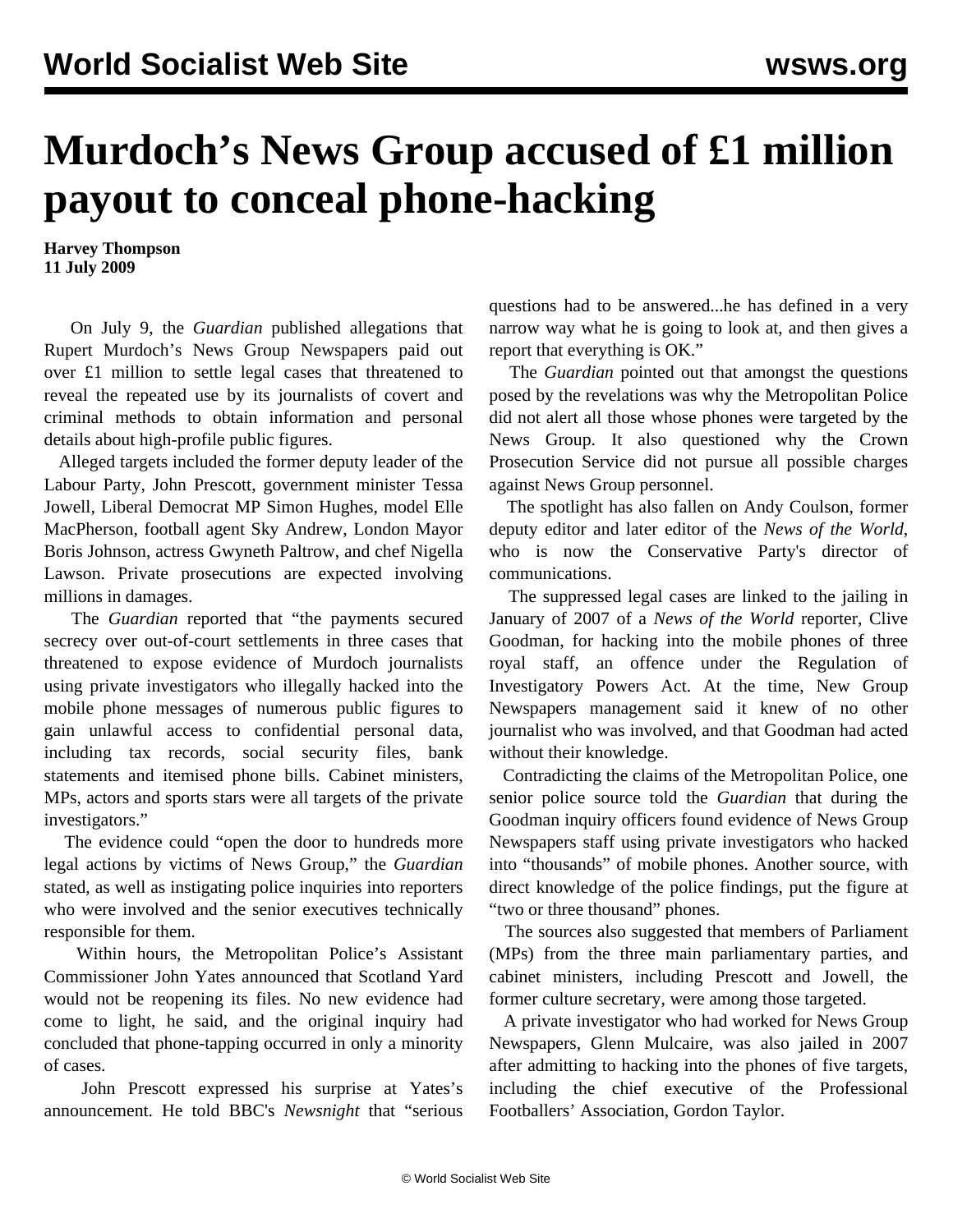# Murdoch's News Group accused of £1 million payout to conceal phone-hacking

**Harvey Thompson**
**11 July 2009**

On July 9, the *Guardian* published allegations that Rupert Murdoch's News Group Newspapers paid out over £1 million to settle legal cases that threatened to reveal the repeated use by its journalists of covert and criminal methods to obtain information and personal details about high-profile public figures.

Alleged targets included the former deputy leader of the Labour Party, John Prescott, government minister Tessa Jowell, Liberal Democrat MP Simon Hughes, model Elle MacPherson, football agent Sky Andrew, London Mayor Boris Johnson, actress Gwyneth Paltrow, and chef Nigella Lawson. Private prosecutions are expected involving millions in damages.

The *Guardian* reported that "the payments secured secrecy over out-of-court settlements in three cases that threatened to expose evidence of Murdoch journalists using private investigators who illegally hacked into the mobile phone messages of numerous public figures to gain unlawful access to confidential personal data, including tax records, social security files, bank statements and itemised phone bills. Cabinet ministers, MPs, actors and sports stars were all targets of the private investigators."

The evidence could "open the door to hundreds more legal actions by victims of News Group," the *Guardian* stated, as well as instigating police inquiries into reporters who were involved and the senior executives technically responsible for them.

Within hours, the Metropolitan Police's Assistant Commissioner John Yates announced that Scotland Yard would not be reopening its files. No new evidence had come to light, he said, and the original inquiry had concluded that phone-tapping occurred in only a minority of cases.

John Prescott expressed his surprise at Yates's announcement. He told BBC's *Newsnight* that "serious questions had to be answered...he has defined in a very narrow way what he is going to look at, and then gives a report that everything is OK."

The *Guardian* pointed out that amongst the questions posed by the revelations was why the Metropolitan Police did not alert all those whose phones were targeted by the News Group. It also questioned why the Crown Prosecution Service did not pursue all possible charges against News Group personnel.

The spotlight has also fallen on Andy Coulson, former deputy editor and later editor of the *News of the World*, who is now the Conservative Party's director of communications.

The suppressed legal cases are linked to the jailing in January of 2007 of a *News of the World* reporter, Clive Goodman, for hacking into the mobile phones of three royal staff, an offence under the Regulation of Investigatory Powers Act. At the time, New Group Newspapers management said it knew of no other journalist who was involved, and that Goodman had acted without their knowledge.

Contradicting the claims of the Metropolitan Police, one senior police source told the *Guardian* that during the Goodman inquiry officers found evidence of News Group Newspapers staff using private investigators who hacked into "thousands" of mobile phones. Another source, with direct knowledge of the police findings, put the figure at "two or three thousand" phones.

The sources also suggested that members of Parliament (MPs) from the three main parliamentary parties, and cabinet ministers, including Prescott and Jowell, the former culture secretary, were among those targeted.

A private investigator who had worked for News Group Newspapers, Glenn Mulcaire, was also jailed in 2007 after admitting to hacking into the phones of five targets, including the chief executive of the Professional Footballers' Association, Gordon Taylor.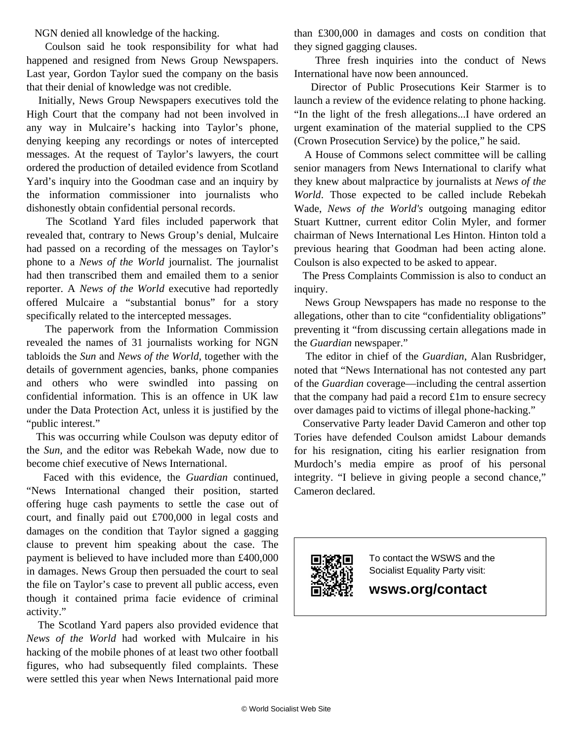NGN denied all knowledge of the hacking.

Coulson said he took responsibility for what had happened and resigned from News Group Newspapers. Last year, Gordon Taylor sued the company on the basis that their denial of knowledge was not credible.

Initially, News Group Newspapers executives told the High Court that the company had not been involved in any way in Mulcaire's hacking into Taylor's phone, denying keeping any recordings or notes of intercepted messages. At the request of Taylor's lawyers, the court ordered the production of detailed evidence from Scotland Yard's inquiry into the Goodman case and an inquiry by the information commissioner into journalists who dishonestly obtain confidential personal records.

The Scotland Yard files included paperwork that revealed that, contrary to News Group's denial, Mulcaire had passed on a recording of the messages on Taylor's phone to a *News of the World* journalist. The journalist had then transcribed them and emailed them to a senior reporter. A *News of the World* executive had reportedly offered Mulcaire a "substantial bonus" for a story specifically related to the intercepted messages.

The paperwork from the Information Commission revealed the names of 31 journalists working for NGN tabloids the *Sun* and *News of the World*, together with the details of government agencies, banks, phone companies and others who were swindled into passing on confidential information. This is an offence in UK law under the Data Protection Act, unless it is justified by the "public interest."

This was occurring while Coulson was deputy editor of the *Sun,* and the editor was Rebekah Wade, now due to become chief executive of News International.

Faced with this evidence, the *Guardian* continued, "News International changed their position, started offering huge cash payments to settle the case out of court, and finally paid out £700,000 in legal costs and damages on the condition that Taylor signed a gagging clause to prevent him speaking about the case. The payment is believed to have included more than £400,000 in damages. News Group then persuaded the court to seal the file on Taylor's case to prevent all public access, even though it contained prima facie evidence of criminal activity."

The Scotland Yard papers also provided evidence that *News of the World* had worked with Mulcaire in his hacking of the mobile phones of at least two other football figures, who had subsequently filed complaints. These were settled this year when News International paid more than £300,000 in damages and costs on condition that they signed gagging clauses.

Three fresh inquiries into the conduct of News International have now been announced.

Director of Public Prosecutions Keir Starmer is to launch a review of the evidence relating to phone hacking. "In the light of the fresh allegations...I have ordered an urgent examination of the material supplied to the CPS (Crown Prosecution Service) by the police," he said.

A House of Commons select committee will be calling senior managers from News International to clarify what they knew about malpractice by journalists at *News of the World*. Those expected to be called include Rebekah Wade, *News of the World's* outgoing managing editor Stuart Kuttner, current editor Colin Myler, and former chairman of News International Les Hinton. Hinton told a previous hearing that Goodman had been acting alone. Coulson is also expected to be asked to appear.

The Press Complaints Commission is also to conduct an inquiry.

News Group Newspapers has made no response to the allegations, other than to cite "confidentiality obligations" preventing it "from discussing certain allegations made in the *Guardian* newspaper."

The editor in chief of the *Guardian*, Alan Rusbridger, noted that "News International has not contested any part of the *Guardian* coverage—including the central assertion that the company had paid a record £1m to ensure secrecy over damages paid to victims of illegal phone-hacking."

Conservative Party leader David Cameron and other top Tories have defended Coulson amidst Labour demands for his resignation, citing his earlier resignation from Murdoch's media empire as proof of his personal integrity. "I believe in giving people a second chance," Cameron declared.

To contact the WSWS and the Socialist Equality Party visit:

**wsws.org/contact**